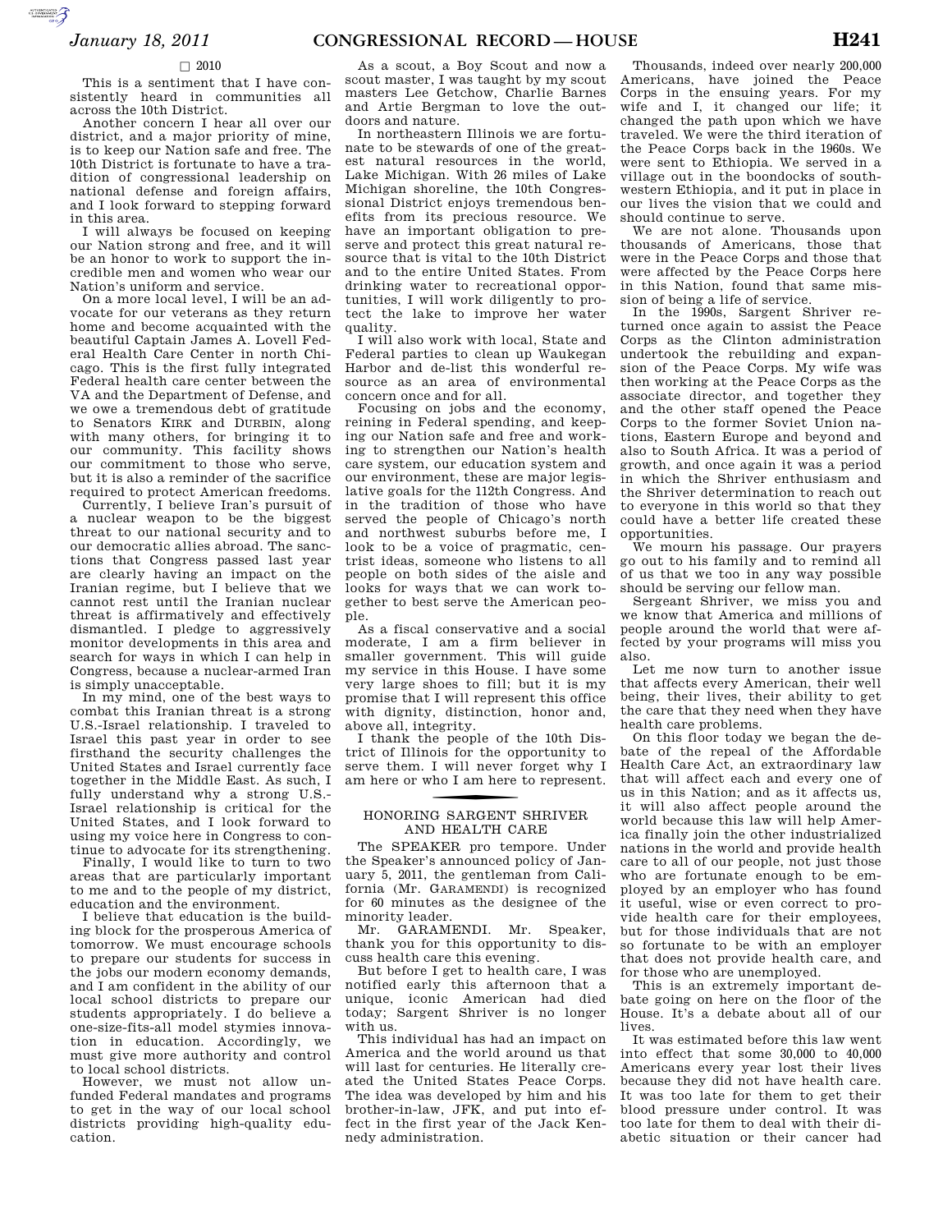□ 2010

This is a sentiment that I have consistently heard in communities all across the 10th District.

Another concern I hear all over our district, and a major priority of mine, is to keep our Nation safe and free. The 10th District is fortunate to have a tradition of congressional leadership on national defense and foreign affairs, and I look forward to stepping forward in this area.

I will always be focused on keeping our Nation strong and free, and it will be an honor to work to support the incredible men and women who wear our Nation's uniform and service.

On a more local level, I will be an advocate for our veterans as they return home and become acquainted with the beautiful Captain James A. Lovell Federal Health Care Center in north Chicago. This is the first fully integrated Federal health care center between the VA and the Department of Defense, and we owe a tremendous debt of gratitude to Senators KIRK and DURBIN, along with many others, for bringing it to our community. This facility shows our commitment to those who serve, but it is also a reminder of the sacrifice required to protect American freedoms.

Currently, I believe Iran's pursuit of a nuclear weapon to be the biggest threat to our national security and to our democratic allies abroad. The sanctions that Congress passed last year are clearly having an impact on the Iranian regime, but I believe that we cannot rest until the Iranian nuclear threat is affirmatively and effectively dismantled. I pledge to aggressively monitor developments in this area and search for ways in which I can help in Congress, because a nuclear-armed Iran is simply unacceptable.

In my mind, one of the best ways to combat this Iranian threat is a strong U.S.-Israel relationship. I traveled to Israel this past year in order to see firsthand the security challenges the United States and Israel currently face together in the Middle East. As such, I fully understand why a strong U.S.-Israel relationship is critical for the United States, and I look forward to using my voice here in Congress to continue to advocate for its strengthening.

Finally, I would like to turn to two areas that are particularly important to me and to the people of my district, education and the environment.

I believe that education is the building block for the prosperous America of tomorrow. We must encourage schools to prepare our students for success in the jobs our modern economy demands, and I am confident in the ability of our local school districts to prepare our students appropriately. I do believe a one-size-fits-all model stymies innovation in education. Accordingly, we must give more authority and control to local school districts.

However, we must not allow unfunded Federal mandates and programs to get in the way of our local school districts providing high-quality education.

As a scout, a Boy Scout and now a scout master, I was taught by my scout masters Lee Getchow, Charlie Barnes and Artie Bergman to love the outdoors and nature.

In northeastern Illinois we are fortunate to be stewards of one of the greatest natural resources in the world, Lake Michigan. With 26 miles of Lake Michigan shoreline, the 10th Congressional District enjoys tremendous benefits from its precious resource. We have an important obligation to preserve and protect this great natural resource that is vital to the 10th District and to the entire United States. From drinking water to recreational opportunities, I will work diligently to protect the lake to improve her water quality.

I will also work with local, State and Federal parties to clean up Waukegan Harbor and de-list this wonderful resource as an area of environmental concern once and for all.

Focusing on jobs and the economy, reining in Federal spending, and keeping our Nation safe and free and working to strengthen our Nation's health care system, our education system and our environment, these are major legislative goals for the 112th Congress. And in the tradition of those who have served the people of Chicago's north and northwest suburbs before me, I look to be a voice of pragmatic, centrist ideas, someone who listens to all people on both sides of the aisle and looks for ways that we can work together to best serve the American people.

As a fiscal conservative and a social moderate, I am a firm believer in smaller government. This will guide my service in this House. I have some very large shoes to fill; but it is my promise that I will represent this office with dignity, distinction, honor and, above all, integrity.

I thank the people of the 10th District of Illinois for the opportunity to serve them. I will never forget why I am here or who I am here to represent.

---

## HONORING SARGENT SHRIVER AND HEALTH CARE

The SPEAKER pro tempore. Under the Speaker's announced policy of January 5, 2011, the gentleman from California (Mr. GARAMENDI) is recognized for 60 minutes as the designee of the minority leader.

Mr. GARAMENDI. Mr. Speaker, thank you for this opportunity to discuss health care this evening.

But before I get to health care, I was notified early this afternoon that a unique, iconic American had died today; Sargent Shriver is no longer with us.

This individual has had an impact on America and the world around us that will last for centuries. He literally created the United States Peace Corps. The idea was developed by him and his brother-in-law, JFK, and put into effect in the first year of the Jack Kennedy administration.

Thousands, indeed over nearly 200,000 Americans, have joined the Peace Corps in the ensuing years. For my wife and I, it changed our life; it changed the path upon which we have traveled. We were the third iteration of the Peace Corps back in the 1960s. We were sent to Ethiopia. We served in a village out in the boondocks of southwestern Ethiopia, and it put in place in our lives the vision that we could and should continue to serve.

We are not alone. Thousands upon thousands of Americans, those that were in the Peace Corps and those that were affected by the Peace Corps here in this Nation, found that same mission of being a life of service.

In the 1990s, Sargent Shriver returned once again to assist the Peace Corps as the Clinton administration undertook the rebuilding and expansion of the Peace Corps. My wife was then working at the Peace Corps as the associate director, and together they and the other staff opened the Peace Corps to the former Soviet Union nations, Eastern Europe and beyond and also to South Africa. It was a period of growth, and once again it was a period in which the Shriver enthusiasm and the Shriver determination to reach out to everyone in this world so that they could have a better life created these opportunities.

We mourn his passage. Our prayers go out to his family and to remind all of us that we too in any way possible should be serving our fellow man.

Sergeant Shriver, we miss you and we know that America and millions of people around the world that were affected by your programs will miss you also.

Let me now turn to another issue that affects every American, their well being, their lives, their ability to get the care that they need when they have health care problems.

On this floor today we began the debate of the repeal of the Affordable Health Care Act, an extraordinary law that will affect each and every one of us in this Nation; and as it affects us, it will also affect people around the world because this law will help America finally join the other industrialized nations in the world and provide health care to all of our people, not just those who are fortunate enough to be employed by an employer who has found it useful, wise or even correct to provide health care for their employees, but for those individuals that are not so fortunate to be with an employer that does not provide health care, and for those who are unemployed.

This is an extremely important debate going on here on the floor of the House. It's a debate about all of our lives.

It was estimated before this law went into effect that some 30,000 to 40,000 Americans every year lost their lives because they did not have health care. It was too late for them to get their blood pressure under control. It was too late for them to deal with their diabetic situation or their cancer had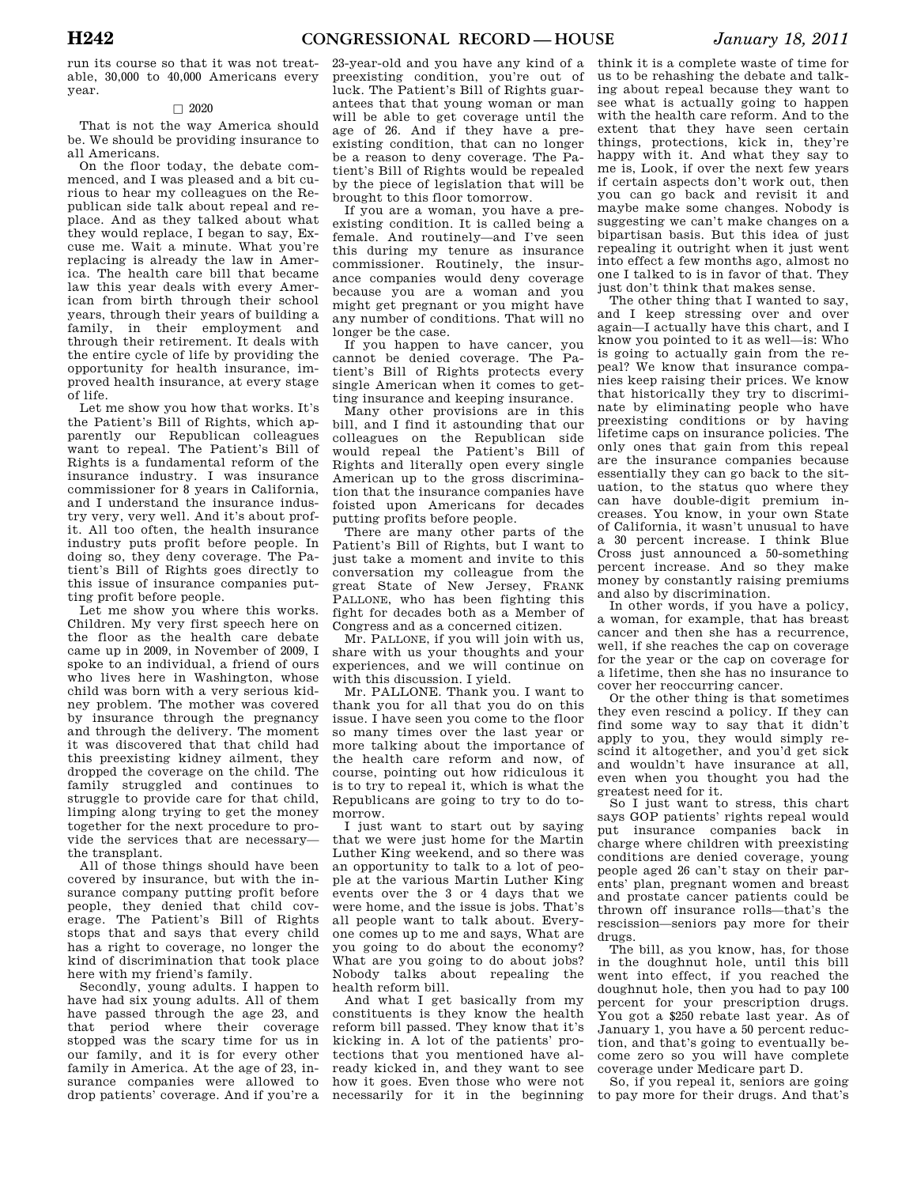run its course so that it was not treatable, 30,000 to 40,000 Americans every year.

□ 2020

That is not the way America should be. We should be providing insurance to all Americans.

On the floor today, the debate commenced, and I was pleased and a bit curious to hear my colleagues on the Republican side talk about repeal and replace. And as they talked about what they would replace, I began to say, Excuse me. Wait a minute. What you're replacing is already the law in America. The health care bill that became law this year deals with every American from birth through their school years, through their years of building a family, in their employment and through their retirement. It deals with the entire cycle of life by providing the opportunity for health insurance, improved health insurance, at every stage of life.

Let me show you how that works. It's the Patient's Bill of Rights, which apparently our Republican colleagues want to repeal. The Patient's Bill of Rights is a fundamental reform of the insurance industry. I was insurance commissioner for 8 years in California, and I understand the insurance industry very, very well. And it's about profit. All too often, the health insurance industry puts profit before people. In doing so, they deny coverage. The Patient's Bill of Rights goes directly to this issue of insurance companies putting profit before people.

Let me show you where this works. Children. My very first speech here on the floor as the health care debate came up in 2009, in November of 2009, I spoke to an individual, a friend of ours who lives here in Washington, whose child was born with a very serious kidney problem. The mother was covered by insurance through the pregnancy and through the delivery. The moment it was discovered that that child had this preexisting kidney ailment, they dropped the coverage on the child. The family struggled and continues to struggle to provide care for that child, limping along trying to get the money together for the next procedure to provide the services that are necessary—the transplant.

All of those things should have been covered by insurance, but with the insurance company putting profit before people, they denied that child coverage. The Patient's Bill of Rights stops that and says that every child has a right to coverage, no longer the kind of discrimination that took place here with my friend's family.

Secondly, young adults. I happen to have had six young adults. All of them have passed through the age 23, and that period where their coverage stopped was the scary time for us in our family, and it is for every other family in America. At the age of 23, insurance companies were allowed to drop patients' coverage. And if you're a 23-year-old and you have any kind of a preexisting condition, you're out of luck. The Patient's Bill of Rights guarantees that that young woman or man will be able to get coverage until the age of 26. And if they have a preexisting condition, that can no longer be a reason to deny coverage. The Patient's Bill of Rights would be repealed by the piece of legislation that will be brought to this floor tomorrow.

If you are a woman, you have a preexisting condition. It is called being a female. And routinely—and I've seen this during my tenure as insurance commissioner. Routinely, the insurance companies would deny coverage because you are a woman and you might get pregnant or you might have any number of conditions. That will no longer be the case.

If you happen to have cancer, you cannot be denied coverage. The Patient's Bill of Rights protects every single American when it comes to getting insurance and keeping insurance.

Many other provisions are in this bill, and I find it astounding that our colleagues on the Republican side would repeal the Patient's Bill of Rights and literally open every single American up to the gross discrimination that the insurance companies have foisted upon Americans for decades putting profits before people.

There are many other parts of the Patient's Bill of Rights, but I want to just take a moment and invite to this conversation my colleague from the great State of New Jersey, FRANK PALLONE, who has been fighting this fight for decades both as a Member of Congress and as a concerned citizen.

Mr. PALLONE, if you will join with us, share with us your thoughts and your experiences, and we will continue on with this discussion. I yield.

Mr. PALLONE. Thank you. I want to thank you for all that you do on this issue. I have seen you come to the floor so many times over the last year or more talking about the importance of the health care reform and now, of course, pointing out how ridiculous it is to try to repeal it, which is what the Republicans are going to try to do tomorrow.

I just want to start out by saying that we were just home for the Martin Luther King weekend, and so there was an opportunity to talk to a lot of people at the various Martin Luther King events over the 3 or 4 days that we were home, and the issue is jobs. That's all people want to talk about. Everyone comes up to me and says, What are you going to do about the economy? What are you going to do about jobs? Nobody talks about repealing the health reform bill.

And what I get basically from my constituents is they know the health reform bill passed. They know that it's kicking in. A lot of the patients' protections that you mentioned have already kicked in, and they want to see how it goes. Even those who were not necessarily for it in the beginning think it is a complete waste of time for us to be rehashing the debate and talking about repeal because they want to see what is actually going to happen with the health care reform. And to the extent that they have seen certain things, protections, kick in, they're happy with it. And what they say to me is, Look, if over the next few years if certain aspects don't work out, then you can go back and revisit it and maybe make some changes. Nobody is suggesting we can't make changes on a bipartisan basis. But this idea of just repealing it outright when it just went into effect a few months ago, almost no one I talked to is in favor of that. They just don't think that makes sense.

The other thing that I wanted to say, and I keep stressing over and over again—I actually have this chart, and I know you pointed to it as well—is: Who is going to actually gain from the repeal? We know that insurance companies keep raising their prices. We know that historically they try to discriminate by eliminating people who have preexisting conditions or by having lifetime caps on insurance policies. The only ones that gain from this repeal are the insurance companies because essentially they can go back to the situation, to the status quo where they can have double-digit premium increases. You know, in your own State of California, it wasn't unusual to have a 30 percent increase. I think Blue Cross just announced a 50-something percent increase. And so they make money by constantly raising premiums and also by discrimination.

In other words, if you have a policy, a woman, for example, that has breast cancer and then she has a recurrence, well, if she reaches the cap on coverage for the year or the cap on coverage for a lifetime, then she has no insurance to cover her reoccurring cancer.

Or the other thing is that sometimes they even rescind a policy. If they can find some way to say that it didn't apply to you, they would simply rescind it altogether, and you'd get sick and wouldn't have insurance at all, even when you thought you had the greatest need for it.

So I just want to stress, this chart says GOP patients' rights repeal would put insurance companies back in charge where children with preexisting conditions are denied coverage, young people aged 26 can't stay on their parents' plan, pregnant women and breast and prostate cancer patients could be thrown off insurance rolls—that's the rescission—seniors pay more for their drugs.

The bill, as you know, has, for those in the doughnut hole, until this bill went into effect, if you reached the doughnut hole, then you had to pay 100 percent for your prescription drugs. You got a $250 rebate last year. As of January 1, you have a 50 percent reduction, and that's going to eventually become zero so you will have complete coverage under Medicare part D.

So, if you repeal it, seniors are going to pay more for their drugs. And that's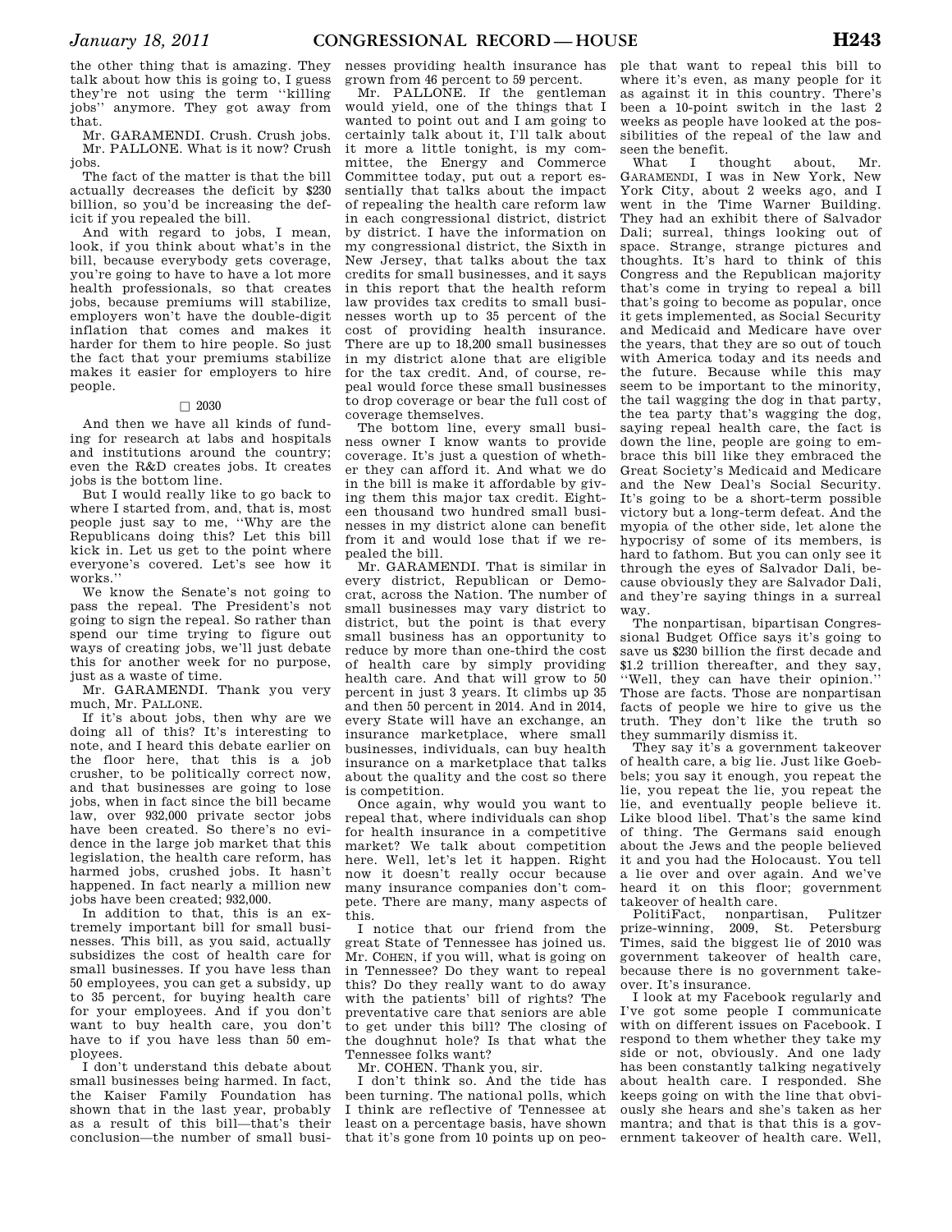the other thing that is amazing. They talk about how this is going to, I guess they're not using the term ''killing jobs'' anymore. They got away from that.

Mr. GARAMENDI. Crush. Crush jobs.

Mr. PALLONE. What is it now? Crush jobs.

The fact of the matter is that the bill actually decreases the deficit by $230 billion, so you'd be increasing the deficit if you repealed the bill.

And with regard to jobs, I mean, look, if you think about what's in the bill, because everybody gets coverage, you're going to have to have a lot more health professionals, so that creates jobs, because premiums will stabilize, employers won't have the double-digit inflation that comes and makes it harder for them to hire people. So just the fact that your premiums stabilize makes it easier for employers to hire people.

□ 2030

And then we have all kinds of funding for research at labs and hospitals and institutions around the country; even the R&D creates jobs. It creates jobs is the bottom line.

But I would really like to go back to where I started from, and, that is, most people just say to me, ''Why are the Republicans doing this? Let this bill kick in. Let us get to the point where everyone's covered. Let's see how it works.''

We know the Senate's not going to pass the repeal. The President's not going to sign the repeal. So rather than spend our time trying to figure out ways of creating jobs, we'll just debate this for another week for no purpose, just as a waste of time.

Mr. GARAMENDI. Thank you very much, Mr. PALLONE.

If it's about jobs, then why are we doing all of this? It's interesting to note, and I heard this debate earlier on the floor here, that this is a job crusher, to be politically correct now, and that businesses are going to lose jobs, when in fact since the bill became law, over 932,000 private sector jobs have been created. So there's no evidence in the large job market that this legislation, the health care reform, has harmed jobs, crushed jobs. It hasn't happened. In fact nearly a million new jobs have been created; 932,000.

In addition to that, this is an extremely important bill for small businesses. This bill, as you said, actually subsidizes the cost of health care for small businesses. If you have less than 50 employees, you can get a subsidy, up to 35 percent, for buying health care for your employees. And if you don't want to buy health care, you don't have to if you have less than 50 employees.

I don't understand this debate about small businesses being harmed. In fact, the Kaiser Family Foundation has shown that in the last year, probably as a result of this bill—that's their conclusion—the number of small businesses providing health insurance has grown from 46 percent to 59 percent.

Mr. PALLONE. If the gentleman would yield, one of the things that I wanted to point out and I am going to certainly talk about it, I'll talk about it more a little tonight, is my committee, the Energy and Commerce Committee today, put out a report essentially that talks about the impact of repealing the health care reform law in each congressional district, district by district. I have the information on my congressional district, the Sixth in New Jersey, that talks about the tax credits for small businesses, and it says in this report that the health reform law provides tax credits to small businesses worth up to 35 percent of the cost of providing health insurance. There are up to 18,200 small businesses in my district alone that are eligible for the tax credit. And, of course, repeal would force these small businesses to drop coverage or bear the full cost of coverage themselves.

The bottom line, every small business owner I know wants to provide coverage. It's just a question of whether they can afford it. And what we do in the bill is make it affordable by giving them this major tax credit. Eighteen thousand two hundred small businesses in my district alone can benefit from it and would lose that if we repealed the bill.

Mr. GARAMENDI. That is similar in every district, Republican or Democrat, across the Nation. The number of small businesses may vary district to district, but the point is that every small business has an opportunity to reduce by more than one-third the cost of health care by simply providing health care. And that will grow to 50 percent in just 3 years. It climbs up 35 and then 50 percent in 2014. And in 2014, every State will have an exchange, an insurance marketplace, where small businesses, individuals, can buy health insurance on a marketplace that talks about the quality and the cost so there is competition.

Once again, why would you want to repeal that, where individuals can shop for health insurance in a competitive market? We talk about competition here. Well, let's let it happen. Right now it doesn't really occur because many insurance companies don't compete. There are many, many aspects of this.

I notice that our friend from the great State of Tennessee has joined us. Mr. COHEN, if you will, what is going on in Tennessee? Do they want to repeal this? Do they really want to do away with the patients' bill of rights? The preventative care that seniors are able to get under this bill? The closing of the doughnut hole? Is that what the Tennessee folks want?

Mr. COHEN. Thank you, sir.

I don't think so. And the tide has been turning. The national polls, which I think are reflective of Tennessee at least on a percentage basis, have shown that it's gone from 10 points up on people that want to repeal this bill to where it's even, as many people for it as against it in this country. There's been a 10-point switch in the last 2 weeks as people have looked at the possibilities of the repeal of the law and seen the benefit.

What I thought about, Mr. GARAMENDI, I was in New York, New York City, about 2 weeks ago, and I went in the Time Warner Building. They had an exhibit there of Salvador Dali; surreal, things looking out of space. Strange, strange pictures and thoughts. It's hard to think of this Congress and the Republican majority that's come in trying to repeal a bill that's going to become as popular, once it gets implemented, as Social Security and Medicaid and Medicare have over the years, that they are so out of touch with America today and its needs and the future. Because while this may seem to be important to the minority, the tail wagging the dog in that party, the tea party that's wagging the dog, saying repeal health care, the fact is down the line, people are going to embrace this bill like they embraced the Great Society's Medicaid and Medicare and the New Deal's Social Security. It's going to be a short-term possible victory but a long-term defeat. And the myopia of the other side, let alone the hypocrisy of some of its members, is hard to fathom. But you can only see it through the eyes of Salvador Dali, because obviously they are Salvador Dali, and they're saying things in a surreal way.

The nonpartisan, bipartisan Congressional Budget Office says it's going to save us $230 billion the first decade and $1.2 trillion thereafter, and they say, ''Well, they can have their opinion.'' Those are facts. Those are nonpartisan facts of people we hire to give us the truth. They don't like the truth so they summarily dismiss it.

They say it's a government takeover of health care, a big lie. Just like Goebbels; you say it enough, you repeat the lie, you repeat the lie, you repeat the lie, and eventually people believe it. Like blood libel. That's the same kind of thing. The Germans said enough about the Jews and the people believed it and you had the Holocaust. You tell a lie over and over again. And we've heard it on this floor; government takeover of health care.

PolitiFact, nonpartisan, Pulitzer prize-winning, 2009, St. Petersburg Times, said the biggest lie of 2010 was government takeover of health care, because there is no government takeover. It's insurance.

I look at my Facebook regularly and I've got some people I communicate with on different issues on Facebook. I respond to them whether they take my side or not, obviously. And one lady has been constantly talking negatively about health care. I responded. She keeps going on with the line that obviously she hears and she's taken as her mantra; and that is that this is a government takeover of health care. Well,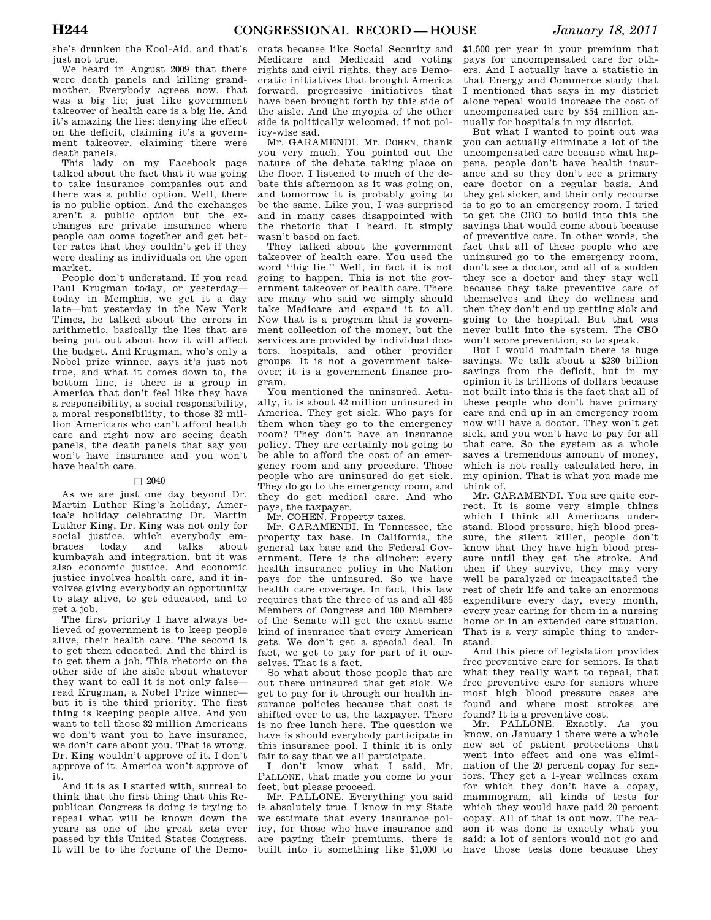she's drunken the Kool-Aid, and that's just not true.

We heard in August 2009 that there were death panels and killing grandmother. Everybody agrees now, that was a big lie; just like government takeover of health care is a big lie. And it's amazing the lies: denying the effect on the deficit, claiming it's a government takeover, claiming there were death panels.

This lady on my Facebook page talked about the fact that it was going to take insurance companies out and there was a public option. Well, there is no public option. And the exchanges aren't a public option but the exchanges are private insurance where people can come together and get better rates that they couldn't get if they were dealing as individuals on the open market.

People don't understand. If you read Paul Krugman today, or yesterday—today in Memphis, we get it a day late—but yesterday in the New York Times, he talked about the errors in arithmetic, basically the lies that are being put out about how it will affect the budget. And Krugman, who's only a Nobel prize winner, says it's just not true, and what it comes down to, the bottom line, is there is a group in America that don't feel like they have a responsibility, a social responsibility, a moral responsibility, to those 32 million Americans who can't afford health care and right now are seeing death panels, the death panels that say you won't have insurance and you won't have health care.

□ 2040

As we are just one day beyond Dr. Martin Luther King's holiday, America's holiday celebrating Dr. Martin Luther King, Dr. King was not only for social justice, which everybody embraces today and talks about kumbayah and integration, but it was also economic justice. And economic justice involves health care, and it involves giving everybody an opportunity to stay alive, to get educated, and to get a job.

The first priority I have always believed of government is to keep people alive, their health care. The second is to get them educated. And the third is to get them a job. This rhetoric on the other side of the aisle about whatever they want to call it is not only false—read Krugman, a Nobel Prize winner—but it is the third priority. The first thing is keeping people alive. And you want to tell those 32 million Americans we don't want you to have insurance, we don't care about you. That is wrong. Dr. King wouldn't approve of it. I don't approve of it. America won't approve of it.

And it is as I started with, surreal to think that the first thing that this Republican Congress is doing is trying to repeal what will be known down the years as one of the great acts ever passed by this United States Congress. It will be to the fortune of the Democrats because like Social Security and Medicare and Medicaid and voting rights and civil rights, they are Democratic initiatives that brought America forward, progressive initiatives that have been brought forth by this side of the aisle. And the myopia of the other side is politically welcomed, if not policy-wise sad.

Mr. GARAMENDI. Mr. COHEN, thank you very much. You pointed out the nature of the debate taking place on the floor. I listened to much of the debate this afternoon as it was going on, and tomorrow it is probably going to be the same. Like you, I was surprised and in many cases disappointed with the rhetoric that I heard. It simply wasn't based on fact.

They talked about the government takeover of health care. You used the word ''big lie.'' Well, in fact it is not going to happen. This is not the government takeover of health care. There are many who said we simply should take Medicare and expand it to all. Now that is a program that is government collection of the money, but the services are provided by individual doctors, hospitals, and other provider groups. It is not a government takeover; it is a government finance program.

You mentioned the uninsured. Actually, it is about 42 million uninsured in America. They get sick. Who pays for them when they go to the emergency room? They don't have an insurance policy. They are certainly not going to be able to afford the cost of an emergency room and any procedure. Those people who are uninsured do get sick. They do go to the emergency room, and they do get medical care. And who pays, the taxpayer.

Mr. COHEN. Property taxes.

Mr. GARAMENDI. In Tennessee, the property tax base. In California, the general tax base and the Federal Government. Here is the clincher: every health insurance policy in the Nation pays for the uninsured. So we have health care coverage. In fact, this law requires that the three of us and all 435 Members of Congress and 100 Members of the Senate will get the exact same kind of insurance that every American gets. We don't get a special deal. In fact, we get to pay for part of it ourselves. That is a fact.

So what about those people that are out there uninsured that get sick. We get to pay for it through our health insurance policies because that cost is shifted over to us, the taxpayer. There is no free lunch here. The question we have is should everybody participate in this insurance pool. I think it is only fair to say that we all participate.

I don't know what I said, Mr. PALLONE, that made you come to your feet, but please proceed.

Mr. PALLONE. Everything you said is absolutely true. I know in my State we estimate that every insurance policy, for those who have insurance and are paying their premiums, there is built into it something like $1,000 to $1,500 per year in your premium that pays for uncompensated care for others. And I actually have a statistic in that Energy and Commerce study that I mentioned that says in my district alone repeal would increase the cost of uncompensated care by $54 million annually for hospitals in my district.

But what I wanted to point out was you can actually eliminate a lot of the uncompensated care because what happens, people don't have health insurance and so they don't see a primary care doctor on a regular basis. And they get sicker, and their only recourse is to go to an emergency room. I tried to get the CBO to build into this the savings that would come about because of preventive care. In other words, the fact that all of these people who are uninsured go to the emergency room, don't see a doctor, and all of a sudden they see a doctor and they stay well because they take preventive care of themselves and they do wellness and then they don't end up getting sick and going to the hospital. But that was never built into the system. The CBO won't score prevention, so to speak.

But I would maintain there is huge savings. We talk about a $230 billion savings from the deficit, but in my opinion it is trillions of dollars because not built into this is the fact that all of these people who don't have primary care and end up in an emergency room now will have a doctor. They won't get sick, and you won't have to pay for all that care. So the system as a whole saves a tremendous amount of money, which is not really calculated here, in my opinion. That is what you made me think of.

Mr. GARAMENDI. You are quite correct. It is some very simple things which I think all Americans understand. Blood pressure, high blood pressure, the silent killer, people don't know that they have high blood pressure until they get the stroke. And then if they survive, they may very well be paralyzed or incapacitated the rest of their life and take an enormous expenditure every day, every month, every year caring for them in a nursing home or in an extended care situation. That is a very simple thing to understand.

And this piece of legislation provides free preventive care for seniors. Is that what they really want to repeal, that free preventive care for seniors where most high blood pressure cases are found and where most strokes are found? It is a preventive cost.

Mr. PALLONE. Exactly. As you know, on January 1 there were a whole new set of patient protections that went into effect and one was elimination of the 20 percent copay for seniors. They get a 1-year wellness exam for which they don't have a copay, mammogram, all kinds of tests for which they would have paid 20 percent copay. All of that is out now. The reason it was done is exactly what you said: a lot of seniors would not go and have those tests done because they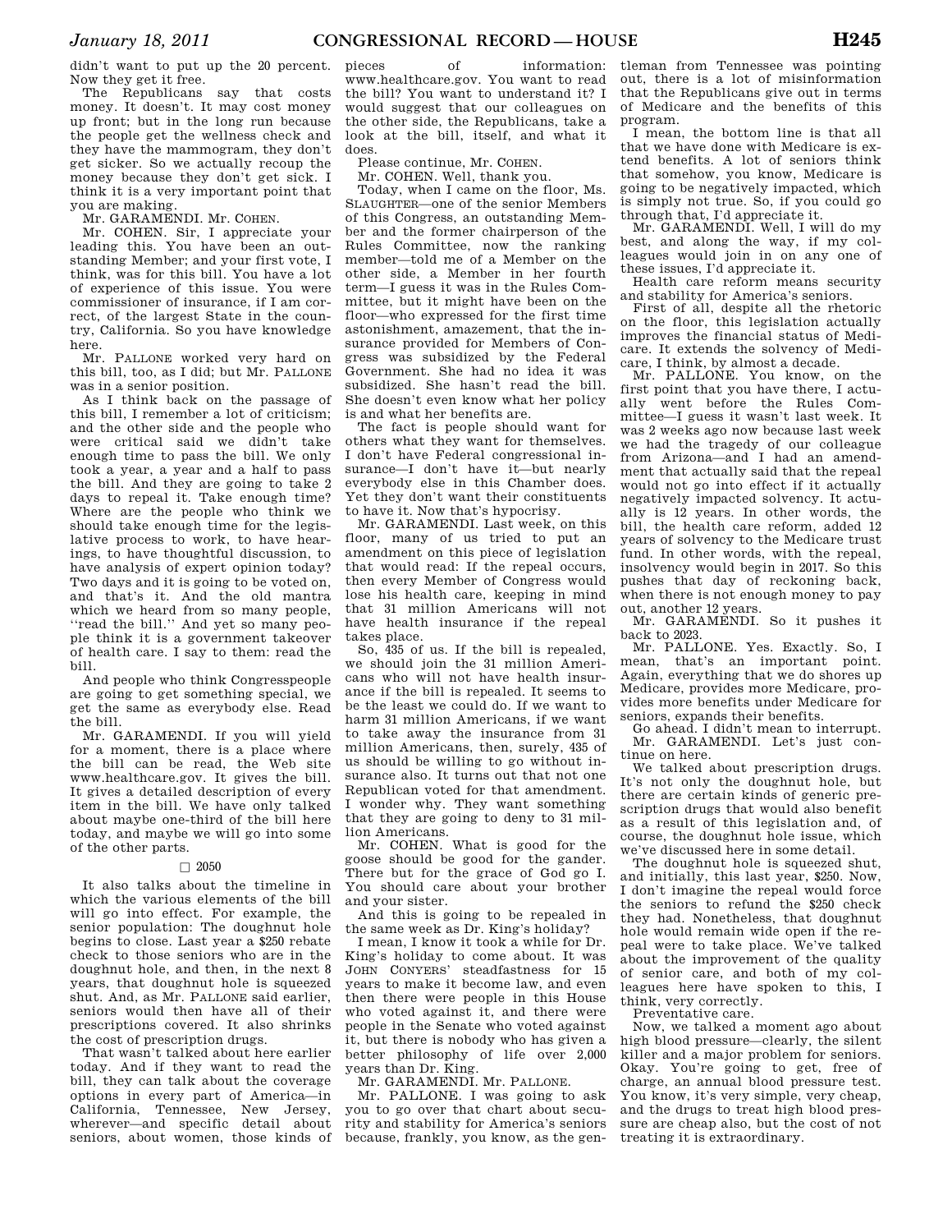didn't want to put up the 20 percent. Now they get it free.

The Republicans say that costs money. It doesn't. It may cost money up front; but in the long run because the people get the wellness check and they have the mammogram, they don't get sicker. So we actually recoup the money because they don't get sick. I think it is a very important point that you are making.

Mr. GARAMENDI. Mr. COHEN.

Mr. COHEN. Sir, I appreciate your leading this. You have been an outstanding Member; and your first vote, I think, was for this bill. You have a lot of experience of this issue. You were commissioner of insurance, if I am correct, of the largest State in the country, California. So you have knowledge here.

Mr. PALLONE worked very hard on this bill, too, as I did; but Mr. PALLONE was in a senior position.

As I think back on the passage of this bill, I remember a lot of criticism; and the other side and the people who were critical said we didn't take enough time to pass the bill. We only took a year, a year and a half to pass the bill. And they are going to take 2 days to repeal it. Take enough time? Where are the people who think we should take enough time for the legislative process to work, to have hearings, to have thoughtful discussion, to have analysis of expert opinion today? Two days and it is going to be voted on, and that's it. And the old mantra which we heard from so many people, ''read the bill.'' And yet so many people think it is a government takeover of health care. I say to them: read the bill.

And people who think Congresspeople are going to get something special, we get the same as everybody else. Read the bill.

Mr. GARAMENDI. If you will yield for a moment, there is a place where the bill can be read, the Web site www.healthcare.gov. It gives the bill. It gives a detailed description of every item in the bill. We have only talked about maybe one-third of the bill here today, and maybe we will go into some of the other parts.

□ 2050

It also talks about the timeline in which the various elements of the bill will go into effect. For example, the senior population: The doughnut hole begins to close. Last year a $250 rebate check to those seniors who are in the doughnut hole, and then, in the next 8 years, that doughnut hole is squeezed shut. And, as Mr. PALLONE said earlier, seniors would then have all of their prescriptions covered. It also shrinks the cost of prescription drugs.

That wasn't talked about here earlier today. And if they want to read the bill, they can talk about the coverage options in every part of America—in California, Tennessee, New Jersey, wherever—and specific detail about seniors, about women, those kinds of pieces of information: www.healthcare.gov. You want to read the bill? You want to understand it? I would suggest that our colleagues on the other side, the Republicans, take a look at the bill, itself, and what it does.

Please continue, Mr. COHEN.

Mr. COHEN. Well, thank you.

Today, when I came on the floor, Ms. SLAUGHTER—one of the senior Members of this Congress, an outstanding Member and the former chairperson of the Rules Committee, now the ranking member—told me of a Member on the other side, a Member in her fourth term—I guess it was in the Rules Committee, but it might have been on the floor—who expressed for the first time astonishment, amazement, that the insurance provided for Members of Congress was subsidized by the Federal Government. She had no idea it was subsidized. She hasn't read the bill. She doesn't even know what her policy is and what her benefits are.

The fact is people should want for others what they want for themselves. I don't have Federal congressional insurance—I don't have it—but nearly everybody else in this Chamber does. Yet they don't want their constituents to have it. Now that's hypocrisy.

Mr. GARAMENDI. Last week, on this floor, many of us tried to put an amendment on this piece of legislation that would read: If the repeal occurs, then every Member of Congress would lose his health care, keeping in mind that 31 million Americans will not have health insurance if the repeal takes place.

So, 435 of us. If the bill is repealed, we should join the 31 million Americans who will not have health insurance if the bill is repealed. It seems to be the least we could do. If we want to harm 31 million Americans, if we want to take away the insurance from 31 million Americans, then, surely, 435 of us should be willing to go without insurance also. It turns out that not one Republican voted for that amendment. I wonder why. They want something that they are going to deny to 31 million Americans.

Mr. COHEN. What is good for the goose should be good for the gander. There but for the grace of God go I. You should care about your brother and your sister.

And this is going to be repealed in the same week as Dr. King's holiday?

I mean, I know it took a while for Dr. King's holiday to come about. It was JOHN CONYERS' steadfastness for 15 years to make it become law, and even then there were people in this House who voted against it, and there were people in the Senate who voted against it, but there is nobody who has given a better philosophy of life over 2,000 years than Dr. King.

Mr. GARAMENDI. Mr. PALLONE.

Mr. PALLONE. I was going to ask you to go over that chart about security and stability for America's seniors because, frankly, you know, as the gentleman from Tennessee was pointing out, there is a lot of misinformation that the Republicans give out in terms of Medicare and the benefits of this program.

I mean, the bottom line is that all that we have done with Medicare is extend benefits. A lot of seniors think that somehow, you know, Medicare is going to be negatively impacted, which is simply not true. So, if you could go through that, I'd appreciate it.

Mr. GARAMENDI. Well, I will do my best, and along the way, if my colleagues would join in on any one of these issues, I'd appreciate it.

Health care reform means security and stability for America's seniors.

First of all, despite all the rhetoric on the floor, this legislation actually improves the financial status of Medicare. It extends the solvency of Medicare, I think, by almost a decade.

Mr. PALLONE. You know, on the first point that you have there, I actually went before the Rules Committee—I guess it wasn't last week. It was 2 weeks ago now because last week we had the tragedy of our colleague from Arizona—and I had an amendment that actually said that the repeal would not go into effect if it actually negatively impacted solvency. It actually is 12 years. In other words, the bill, the health care reform, added 12 years of solvency to the Medicare trust fund. In other words, with the repeal, insolvency would begin in 2017. So this pushes that day of reckoning back, when there is not enough money to pay out, another 12 years.

Mr. GARAMENDI. So it pushes it back to 2023.

Mr. PALLONE. Yes. Exactly. So, I mean, that's an important point. Again, everything that we do shores up Medicare, provides more Medicare, provides more benefits under Medicare for seniors, expands their benefits.

Go ahead. I didn't mean to interrupt.

Mr. GARAMENDI. Let's just continue on here.

We talked about prescription drugs. It's not only the doughnut hole, but there are certain kinds of generic prescription drugs that would also benefit as a result of this legislation and, of course, the doughnut hole issue, which we've discussed here in some detail.

The doughnut hole is squeezed shut, and initially, this last year, $250. Now, I don't imagine the repeal would force the seniors to refund the $250 check they had. Nonetheless, that doughnut hole would remain wide open if the repeal were to take place. We've talked about the improvement of the quality of senior care, and both of my colleagues here have spoken to this, I think, very correctly.

Preventative care.

Now, we talked a moment ago about high blood pressure—clearly, the silent killer and a major problem for seniors. Okay. You're going to get, free of charge, an annual blood pressure test. You know, it's very simple, very cheap, and the drugs to treat high blood pressure are cheap also, but the cost of not treating it is extraordinary.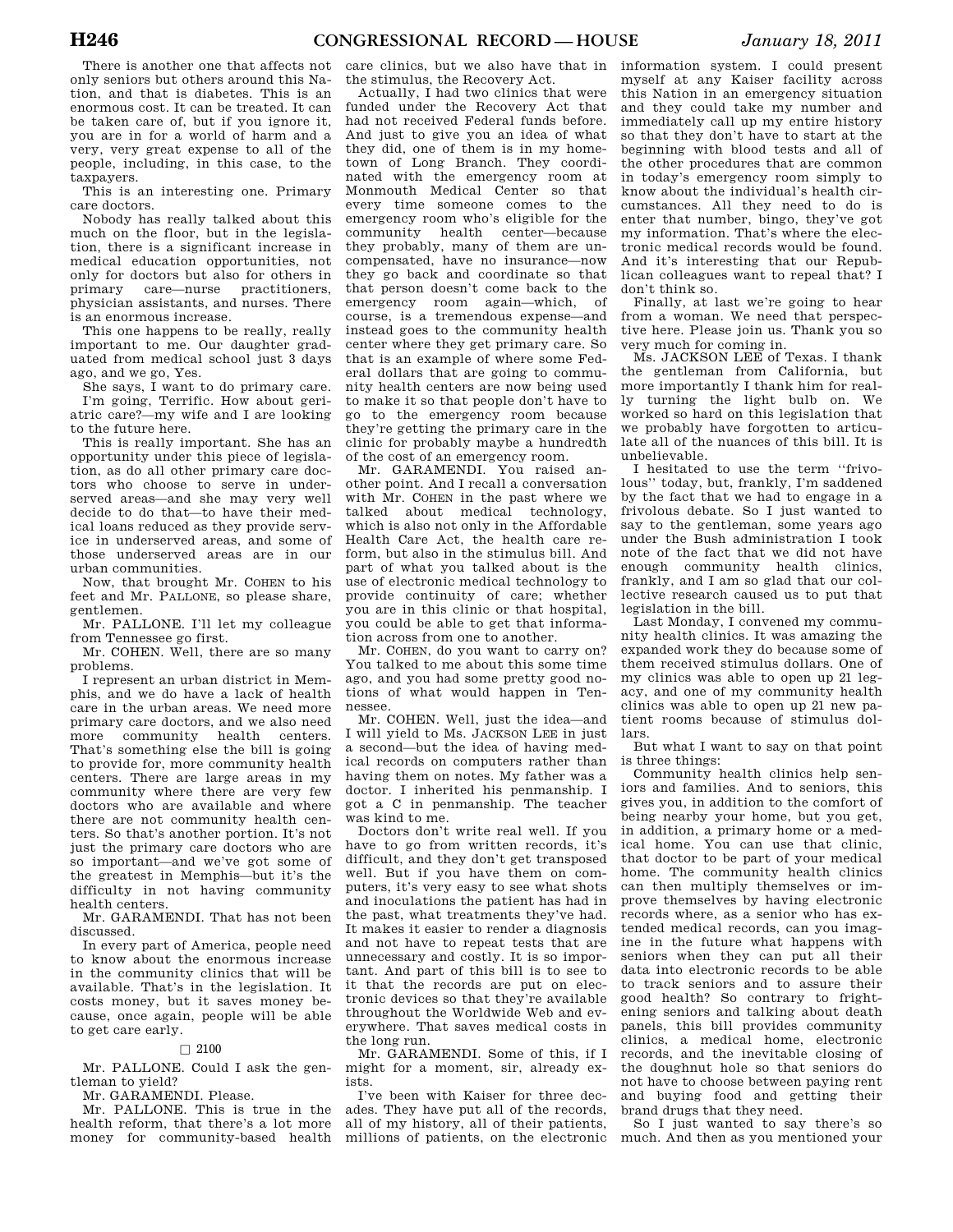There is another one that affects not only seniors but others around this Nation, and that is diabetes. This is an enormous cost. It can be treated. It can be taken care of, but if you ignore it, you are in for a world of harm and a very, very great expense to all of the people, including, in this case, to the taxpayers.

This is an interesting one. Primary care doctors.

Nobody has really talked about this much on the floor, but in the legislation, there is a significant increase in medical education opportunities, not only for doctors but also for others in primary care—nurse practitioners, physician assistants, and nurses. There is an enormous increase.

This one happens to be really, really important to me. Our daughter graduated from medical school just 3 days ago, and we go, Yes.

She says, I want to do primary care. I'm going, Terrific. How about geriatric care?—my wife and I are looking to the future here.

This is really important. She has an opportunity under this piece of legislation, as do all other primary care doctors who choose to serve in underserved areas—and she may very well decide to do that—to have their medical loans reduced as they provide service in underserved areas, and some of those underserved areas are in our urban communities.

Now, that brought Mr. COHEN to his feet and Mr. PALLONE, so please share, gentlemen.

Mr. PALLONE. I'll let my colleague from Tennessee go first.

Mr. COHEN. Well, there are so many problems.

I represent an urban district in Memphis, and we do have a lack of health care in the urban areas. We need more primary care doctors, and we also need more community health centers. That's something else the bill is going to provide for, more community health centers. There are large areas in my community where there are very few doctors who are available and where there are not community health centers. So that's another portion. It's not just the primary care doctors who are so important—and we've got some of the greatest in Memphis—but it's the difficulty in not having community health centers.

Mr. GARAMENDI. That has not been discussed.

In every part of America, people need to know about the enormous increase in the community clinics that will be available. That's in the legislation. It costs money, but it saves money because, once again, people will be able to get care early.

□ 2100

Mr. PALLONE. Could I ask the gentleman to yield?

Mr. GARAMENDI. Please.

Mr. PALLONE. This is true in the health reform, that there's a lot more money for community-based health care clinics, but we also have that in the stimulus, the Recovery Act.

Actually, I had two clinics that were funded under the Recovery Act that had not received Federal funds before. And just to give you an idea of what they did, one of them is in my hometown of Long Branch. They coordinated with the emergency room at Monmouth Medical Center so that every time someone comes to the emergency room who's eligible for the community health center—because they probably, many of them are uncompensated, have no insurance—now they go back and coordinate so that that person doesn't come back to the emergency room again—which, of course, is a tremendous expense—and instead goes to the community health center where they get primary care. So that is an example of where some Federal dollars that are going to community health centers are now being used to make it so that people don't have to go to the emergency room because they're getting the primary care in the clinic for probably maybe a hundredth of the cost of an emergency room.

Mr. GARAMENDI. You raised another point. And I recall a conversation with Mr. COHEN in the past where we talked about medical technology, which is also not only in the Affordable Health Care Act, the health care reform, but also in the stimulus bill. And part of what you talked about is the use of electronic medical technology to provide continuity of care; whether you are in this clinic or that hospital, you could be able to get that information across from one to another.

Mr. COHEN, do you want to carry on? You talked to me about this some time ago, and you had some pretty good notions of what would happen in Tennessee.

Mr. COHEN. Well, just the idea—and I will yield to Ms. JACKSON LEE in just a second—but the idea of having medical records on computers rather than having them on notes. My father was a doctor. I inherited his penmanship. I got a C in penmanship. The teacher was kind to me.

Doctors don't write real well. If you have to go from written records, it's difficult, and they don't get transposed well. But if you have them on computers, it's very easy to see what shots and inoculations the patient has had in the past, what treatments they've had. It makes it easier to render a diagnosis and not have to repeat tests that are unnecessary and costly. It is so important. And part of this bill is to see to it that the records are put on electronic devices so that they're available throughout the Worldwide Web and everywhere. That saves medical costs in the long run.

Mr. GARAMENDI. Some of this, if I might for a moment, sir, already exists.

I've been with Kaiser for three decades. They have put all of the records, all of my history, all of their patients, millions of patients, on the electronic information system. I could present myself at any Kaiser facility across this Nation in an emergency situation and they could take my number and immediately call up my entire history so that they don't have to start at the beginning with blood tests and all of the other procedures that are common in today's emergency room simply to know about the individual's health circumstances. All they need to do is enter that number, bingo, they've got my information. That's where the electronic medical records would be found. And it's interesting that our Republican colleagues want to repeal that? I don't think so.

Finally, at last we're going to hear from a woman. We need that perspective here. Please join us. Thank you so very much for coming in.

Ms. JACKSON LEE of Texas. I thank the gentleman from California, but more importantly I thank him for really turning the light bulb on. We worked so hard on this legislation that we probably have forgotten to articulate all of the nuances of this bill. It is unbelievable.

I hesitated to use the term ''frivolous'' today, but, frankly, I'm saddened by the fact that we had to engage in a frivolous debate. So I just wanted to say to the gentleman, some years ago under the Bush administration I took note of the fact that we did not have enough community health clinics, frankly, and I am so glad that our collective research caused us to put that legislation in the bill.

Last Monday, I convened my community health clinics. It was amazing the expanded work they do because some of them received stimulus dollars. One of my clinics was able to open up 21 legacy, and one of my community health clinics was able to open up 21 new patient rooms because of stimulus dollars.

But what I want to say on that point is three things:

Community health clinics help seniors and families. And to seniors, this gives you, in addition to the comfort of being nearby your home, but you get, in addition, a primary home or a medical home. You can use that clinic, that doctor to be part of your medical home. The community health clinics can then multiply themselves or improve themselves by having electronic records where, as a senior who has extended medical records, can you imagine in the future what happens with seniors when they can put all their data into electronic records to be able to track seniors and to assure their good health? So contrary to frightening seniors and talking about death panels, this bill provides community clinics, a medical home, electronic records, and the inevitable closing of the doughnut hole so that seniors do not have to choose between paying rent and buying food and getting their brand drugs that they need.

So I just wanted to say there's so much. And then as you mentioned your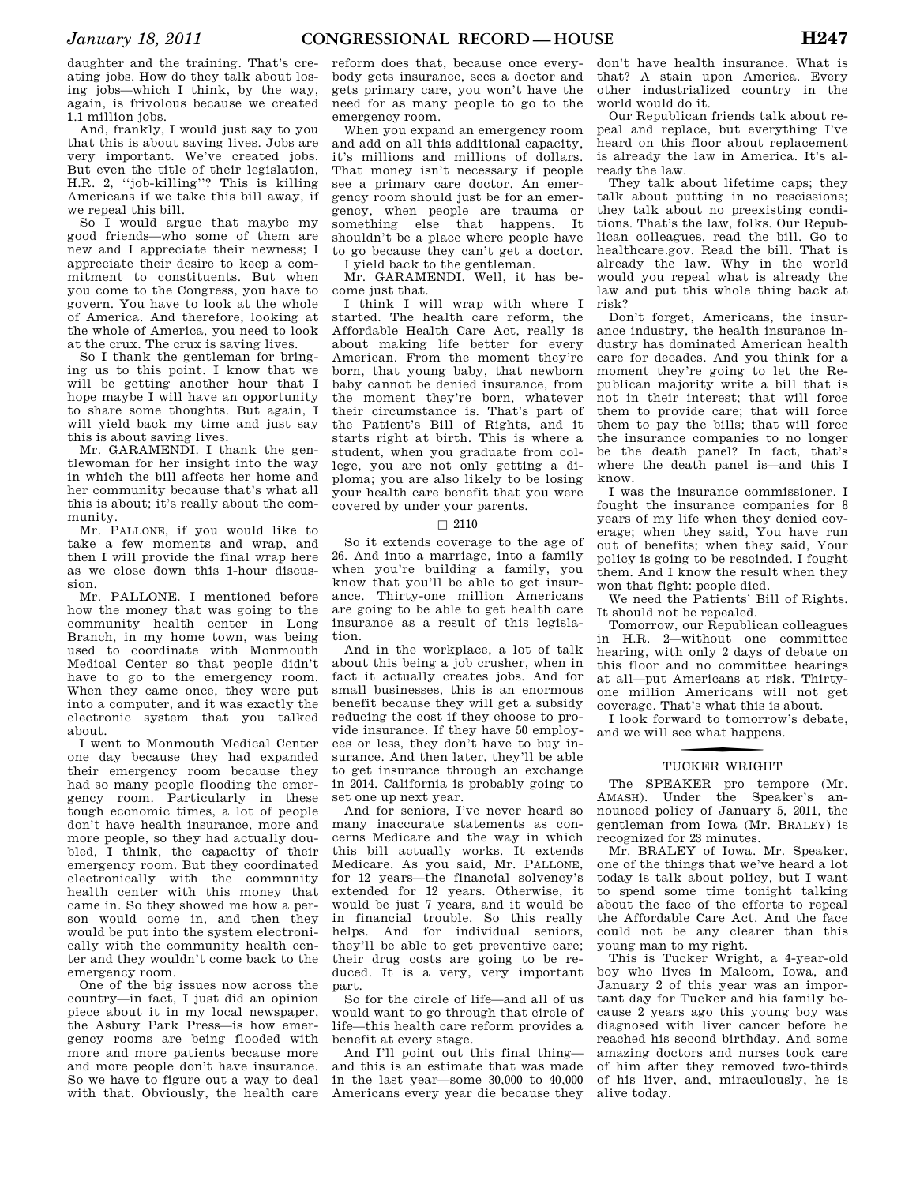daughter and the training. That's creating jobs. How do they talk about losing jobs—which I think, by the way, again, is frivolous because we created 1.1 million jobs.

And, frankly, I would just say to you that this is about saving lives. Jobs are very important. We've created jobs. But even the title of their legislation, H.R. 2, ''job-killing''? This is killing Americans if we take this bill away, if we repeal this bill.

So I would argue that maybe my good friends—who some of them are new and I appreciate their newness; I appreciate their desire to keep a commitment to constituents. But when you come to the Congress, you have to govern. You have to look at the whole of America. And therefore, looking at the whole of America, you need to look at the crux. The crux is saving lives.

So I thank the gentleman for bringing us to this point. I know that we will be getting another hour that I hope maybe I will have an opportunity to share some thoughts. But again, I will yield back my time and just say this is about saving lives.

Mr. GARAMENDI. I thank the gentlewoman for her insight into the way in which the bill affects her home and her community because that's what all this is about; it's really about the community.

Mr. PALLONE, if you would like to take a few moments and wrap, and then I will provide the final wrap here as we close down this 1-hour discussion.

Mr. PALLONE. I mentioned before how the money that was going to the community health center in Long Branch, in my home town, was being used to coordinate with Monmouth Medical Center so that people didn't have to go to the emergency room. When they came once, they were put into a computer, and it was exactly the electronic system that you talked about.

I went to Monmouth Medical Center one day because they had expanded their emergency room because they had so many people flooding the emergency room. Particularly in these tough economic times, a lot of people don't have health insurance, more and more people, so they had actually doubled, I think, the capacity of their emergency room. But they coordinated electronically with the community health center with this money that came in. So they showed me how a person would come in, and then they would be put into the system electronically with the community health center and they wouldn't come back to the emergency room.

One of the big issues now across the country—in fact, I just did an opinion piece about it in my local newspaper, the Asbury Park Press—is how emergency rooms are being flooded with more and more patients because more and more people don't have insurance. So we have to figure out a way to deal with that. Obviously, the health care reform does that, because once everybody gets insurance, sees a doctor and gets primary care, you won't have the need for as many people to go to the emergency room.

When you expand an emergency room and add on all this additional capacity, it's millions and millions of dollars. That money isn't necessary if people see a primary care doctor. An emergency room should just be for an emergency, when people are trauma or something else that happens. It shouldn't be a place where people have to go because they can't get a doctor.

I yield back to the gentleman.

Mr. GARAMENDI. Well, it has become just that.

I think I will wrap with where I started. The health care reform, the Affordable Health Care Act, really is about making life better for every American. From the moment they're born, that young baby, that newborn baby cannot be denied insurance, from the moment they're born, whatever their circumstance is. That's part of the Patient's Bill of Rights, and it starts right at birth. This is where a student, when you graduate from college, you are not only getting a diploma; you are also likely to be losing your health care benefit that you were covered by under your parents.

□ 2110

So it extends coverage to the age of 26. And into a marriage, into a family when you're building a family, you know that you'll be able to get insurance. Thirty-one million Americans are going to be able to get health care insurance as a result of this legislation.

And in the workplace, a lot of talk about this being a job crusher, when in fact it actually creates jobs. And for small businesses, this is an enormous benefit because they will get a subsidy reducing the cost if they choose to provide insurance. If they have 50 employees or less, they don't have to buy insurance. And then later, they'll be able to get insurance through an exchange in 2014. California is probably going to set one up next year.

And for seniors, I've never heard so many inaccurate statements as concerns Medicare and the way in which this bill actually works. It extends Medicare. As you said, Mr. PALLONE, for 12 years—the financial solvency's extended for 12 years. Otherwise, it would be just 7 years, and it would be in financial trouble. So this really helps. And for individual seniors, they'll be able to get preventive care; their drug costs are going to be reduced. It is a very, very important part.

So for the circle of life—and all of us would want to go through that circle of life—this health care reform provides a benefit at every stage.

And I'll point out this final thing—and this is an estimate that was made in the last year—some 30,000 to 40,000 Americans every year die because they don't have health insurance. What is that? A stain upon America. Every other industrialized country in the world would do it.

Our Republican friends talk about repeal and replace, but everything I've heard on this floor about replacement is already the law in America. It's already the law.

They talk about lifetime caps; they talk about putting in no rescissions; they talk about no preexisting conditions. That's the law, folks. Our Republican colleagues, read the bill. Go to healthcare.gov. Read the bill. That is already the law. Why in the world would you repeal what is already the law and put this whole thing back at risk?

Don't forget, Americans, the insurance industry, the health insurance industry has dominated American health care for decades. And you think for a moment they're going to let the Republican majority write a bill that is not in their interest; that will force them to provide care; that will force them to pay the bills; that will force the insurance companies to no longer be the death panel? In fact, that's where the death panel is—and this I know.

I was the insurance commissioner. I fought the insurance companies for 8 years of my life when they denied coverage; when they said, You have run out of benefits; when they said, Your policy is going to be rescinded. I fought them. And I know the result when they won that fight: people died.

We need the Patients' Bill of Rights. It should not be repealed.

Tomorrow, our Republican colleagues in H.R. 2—without one committee hearing, with only 2 days of debate on this floor and no committee hearings at all—put Americans at risk. Thirty-one million Americans will not get coverage. That's what this is about.

I look forward to tomorrow's debate, and we will see what happens.

## TUCKER WRIGHT

The SPEAKER pro tempore (Mr. AMASH). Under the Speaker's announced policy of January 5, 2011, the gentleman from Iowa (Mr. BRALEY) is recognized for 23 minutes.

Mr. BRALEY of Iowa. Mr. Speaker, one of the things that we've heard a lot today is talk about policy, but I want to spend some time tonight talking about the face of the efforts to repeal the Affordable Care Act. And the face could not be any clearer than this young man to my right.

This is Tucker Wright, a 4-year-old boy who lives in Malcom, Iowa, and January 2 of this year was an important day for Tucker and his family because 2 years ago this young boy was diagnosed with liver cancer before he reached his second birthday. And some amazing doctors and nurses took care of him after they removed two-thirds of his liver, and, miraculously, he is alive today.